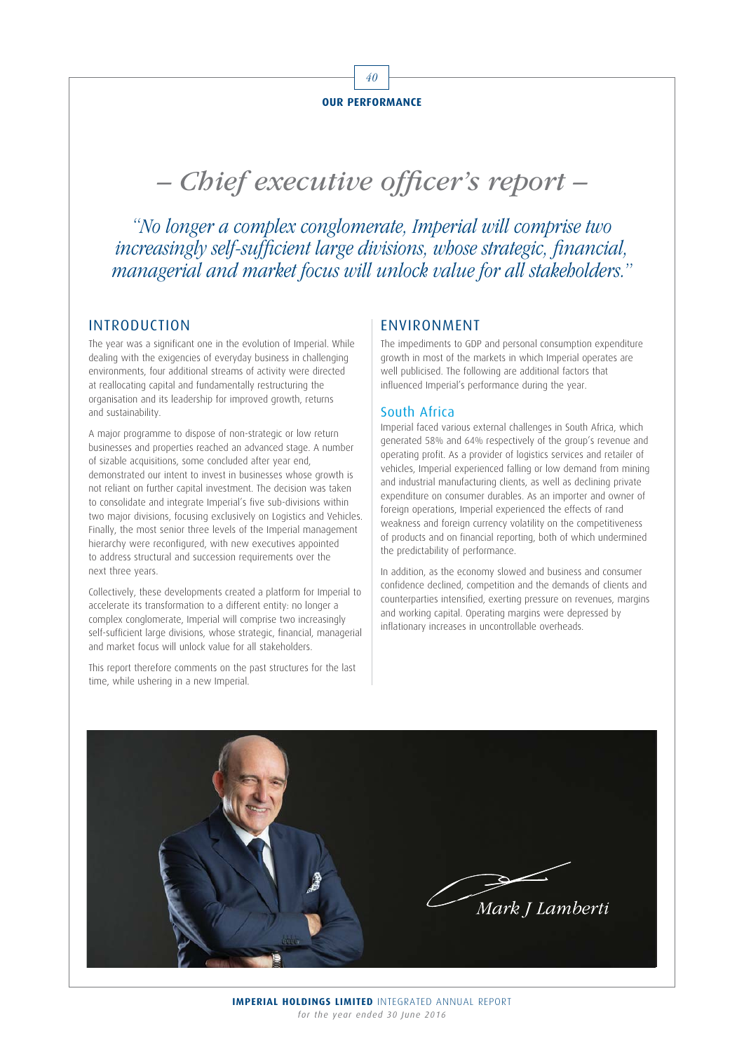# – Chief executive officer's report –

*"No longer a complex conglomerate, Imperial will comprise two increasingly self-sufficient large divisions, whose strategic, financial, managerial and market focus will unlock value for all stakeholders."*

## INTRODUCTION

The year was a significant one in the evolution of Imperial. While dealing with the exigencies of everyday business in challenging environments, four additional streams of activity were directed at reallocating capital and fundamentally restructuring the organisation and its leadership for improved growth, returns and sustainability.

A major programme to dispose of non-strategic or low return businesses and properties reached an advanced stage. A number of sizable acquisitions, some concluded after year end, demonstrated our intent to invest in businesses whose growth is not reliant on further capital investment. The decision was taken to consolidate and integrate Imperial's five sub-divisions within two major divisions, focusing exclusively on Logistics and Vehicles. Finally, the most senior three levels of the Imperial management hierarchy were reconfigured, with new executives appointed to address structural and succession requirements over the next three years.

Collectively, these developments created a platform for Imperial to accelerate its transformation to a different entity: no longer a complex conglomerate, Imperial will comprise two increasingly self-sufficient large divisions, whose strategic, financial, managerial and market focus will unlock value for all stakeholders.

This report therefore comments on the past structures for the last time, while ushering in a new Imperial.

## ENVIRONMENT

The impediments to GDP and personal consumption expenditure growth in most of the markets in which Imperial operates are well publicised. The following are additional factors that influenced Imperial's performance during the year.

### South Africa

Imperial faced various external challenges in South Africa, which generated 58% and 64% respectively of the group's revenue and operating profit. As a provider of logistics services and retailer of vehicles, Imperial experienced falling or low demand from mining and industrial manufacturing clients, as well as declining private expenditure on consumer durables. As an importer and owner of foreign operations, Imperial experienced the effects of rand weakness and foreign currency volatility on the competitiveness of products and on financial reporting, both of which undermined the predictability of performance.

In addition, as the economy slowed and business and consumer confidence declined, competition and the demands of clients and counterparties intensified, exerting pressure on revenues, margins and working capital. Operating margins were depressed by inflationary increases in uncontrollable overheads.

*Mark J Lamberti*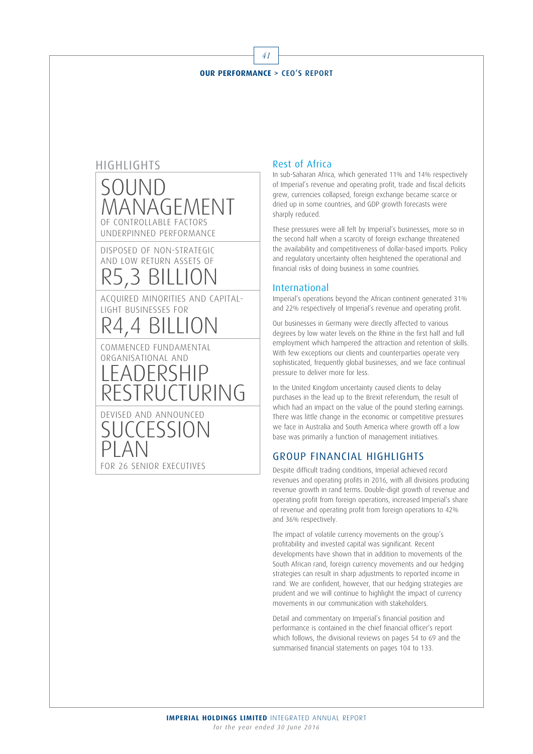## HIGHLIGHTS

**SOUND MANAGEMENT** OF CONTROLLABLE FACTORS UNDERPINNED PERFORMANCE

DISPOSED OF NON-STRATEGIC AND LOW RETURN ASSETS OF **R5,3 BILLION**

ACQUIRED MINORITIES AND CAPITAL-LIGHT BUSINESSES FOR **R4,4 BILLION**

COMMENCED FUNDAMENTAL ORGANISATIONAL AND **LEADERSHIP RESTRUCTURING**

DEVISED AND ANNOUNCED **SUCCESSION PLAN** FOR 26 SENIOR EXECUTIVES

### Rest of Africa

In sub-Saharan Africa, which generated 11% and 14% respectively of Imperial's revenue and operating profit, trade and fiscal deficits grew, currencies collapsed, foreign exchange became scarce or dried up in some countries, and GDP growth forecasts were sharply reduced.

These pressures were all felt by Imperial's businesses, more so in the second half when a scarcity of foreign exchange threatened the availability and competitiveness of dollar-based imports. Policy and regulatory uncertainty often heightened the operational and financial risks of doing business in some countries.

### International

Imperial's operations beyond the African continent generated 31% and 22% respectively of Imperial's revenue and operating profit.

Our businesses in Germany were directly affected to various degrees by low water levels on the Rhine in the first half and full employment which hampered the attraction and retention of skills. With few exceptions our clients and counterparties operate very sophisticated, frequently global businesses, and we face continual pressure to deliver more for less.

In the United Kingdom uncertainty caused clients to delay purchases in the lead up to the Brexit referendum, the result of which had an impact on the value of the pound sterling earnings. There was little change in the economic or competitive pressures we face in Australia and South America where growth off a low base was primarily a function of management initiatives.

## GROUP FINANCIAL HIGHLIGHTS

Despite difficult trading conditions, Imperial achieved record revenues and operating profits in 2016, with all divisions producing revenue growth in rand terms. Double-digit growth of revenue and operating profit from foreign operations, increased Imperial's share of revenue and operating profit from foreign operations to 42% and 36% respectively.

The impact of volatile currency movements on the group's profitability and invested capital was significant. Recent developments have shown that in addition to movements of the South African rand, foreign currency movements and our hedging strategies can result in sharp adjustments to reported income in rand. We are confident, however, that our hedging strategies are prudent and we will continue to highlight the impact of currency movements in our communication with stakeholders.

Detail and commentary on Imperial's financial position and performance is contained in the chief financial officer's report which follows, the divisional reviews on pages 54 to 69 and the summarised financial statements on pages 104 to 133.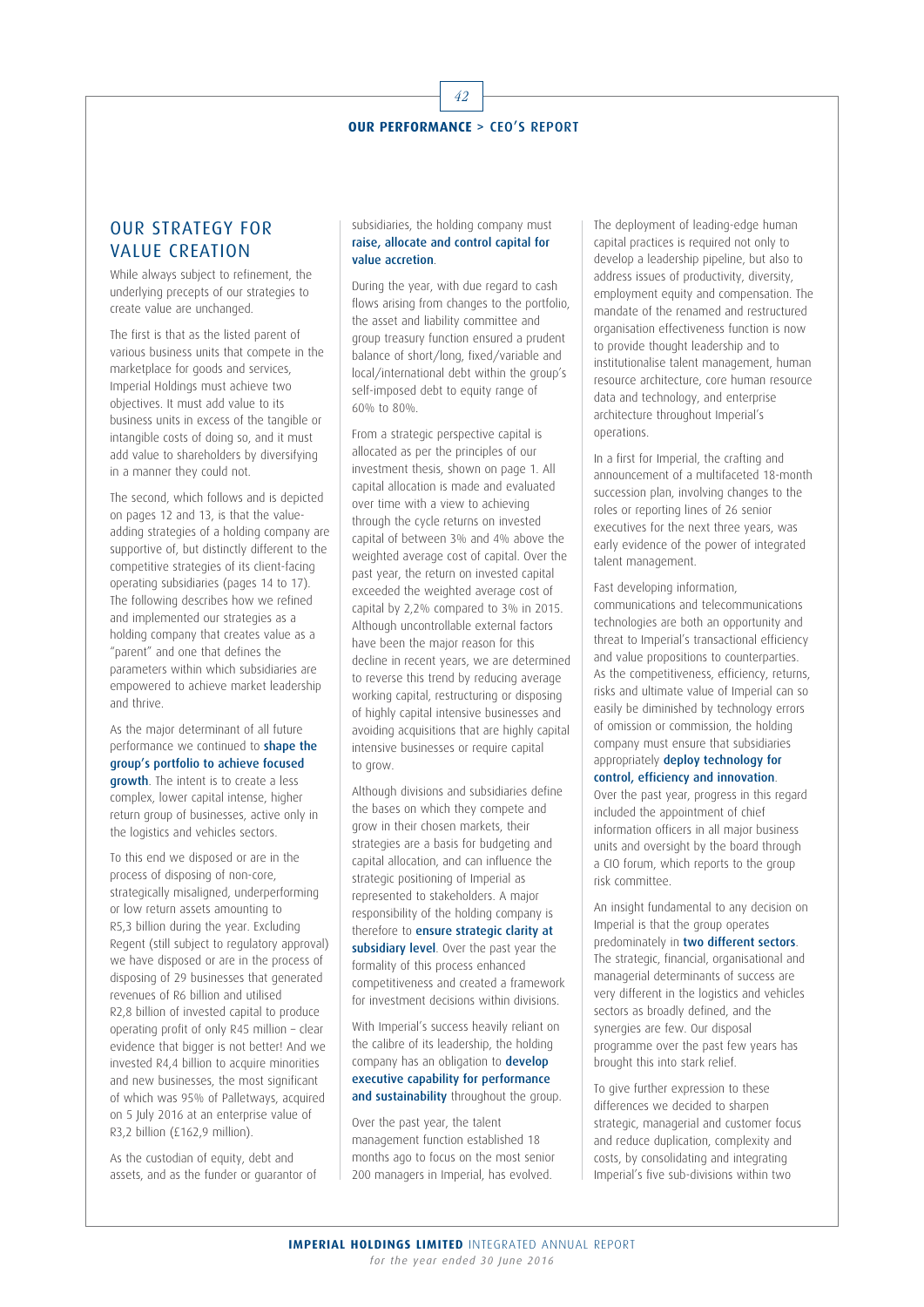## OUR STRATEGY FOR VALUE CREATION

While always subject to refinement, the underlying precepts of our strategies to create value are unchanged.

The first is that as the listed parent of various business units that compete in the marketplace for goods and services, Imperial Holdings must achieve two objectives. It must add value to its business units in excess of the tangible or intangible costs of doing so, and it must add value to shareholders by diversifying in a manner they could not.

The second, which follows and is depicted on pages 12 and 13, is that the value-adding strategies of a holding company are supportive of, but distinctly different to the competitive strategies of its client-facing operating subsidiaries (pages 14 to 17). The following describes how we refined and implemented our strategies as a holding company that creates value as a "parent" and one that defines the parameters within which subsidiaries are empowered to achieve market leadership and thrive.

As the major determinant of all future performance we continued to **shape the group's portfolio to achieve focused growth**. The intent is to create a less complex, lower capital intense, higher return group of businesses, active only in the logistics and vehicles sectors.

To this end we disposed or are in the process of disposing of non-core, strategically misaligned, underperforming or low return assets amounting to R5,3 billion during the year. Excluding Regent (still subject to regulatory approval) we have disposed or are in the process of disposing of 29 businesses that generated revenues of R6 billion and utilised R2,8 billion of invested capital to produce operating profit of only R45 million – clear evidence that bigger is not better! And we invested R4,4 billion to acquire minorities and new businesses, the most significant of which was 95% of Palletways, acquired on 5 July 2016 at an enterprise value of R3,2 billion (£162,9 million).

As the custodian of equity, debt and assets, and as the funder or guarantor of subsidiaries, the holding company must **raise, allocate and control capital for value accretion**.

During the year, with due regard to cash flows arising from changes to the portfolio, the asset and liability committee and group treasury function ensured a prudent balance of short/long, fixed/variable and local/international debt within the group's self-imposed debt to equity range of 60% to 80%.

From a strategic perspective capital is allocated as per the principles of our investment thesis, shown on page 1. All capital allocation is made and evaluated over time with a view to achieving through the cycle returns on invested capital of between 3% and 4% above the weighted average cost of capital. Over the past year, the return on invested capital exceeded the weighted average cost of capital by 2,2% compared to 3% in 2015. Although uncontrollable external factors have been the major reason for this decline in recent years, we are determined to reverse this trend by reducing average working capital, restructuring or disposing of highly capital intensive businesses and avoiding acquisitions that are highly capital intensive businesses or require capital to grow.

Although divisions and subsidiaries define the bases on which they compete and grow in their chosen markets, their strategies are a basis for budgeting and capital allocation, and can influence the strategic positioning of Imperial as represented to stakeholders. A major responsibility of the holding company is therefore to **ensure strategic clarity at subsidiary level**. Over the past year the formality of this process enhanced competitiveness and created a framework for investment decisions within divisions.

With Imperial's success heavily reliant on the calibre of its leadership, the holding company has an obligation to **develop executive capability for performance and sustainability** throughout the group.

Over the past year, the talent management function established 18 months ago to focus on the most senior 200 managers in Imperial, has evolved. The deployment of leading-edge human capital practices is required not only to develop a leadership pipeline, but also to address issues of productivity, diversity, employment equity and compensation. The mandate of the renamed and restructured organisation effectiveness function is now to provide thought leadership and to institutionalise talent management, human resource architecture, core human resource data and technology, and enterprise architecture throughout Imperial's operations.

In a first for Imperial, the crafting and announcement of a multifaceted 18-month succession plan, involving changes to the roles or reporting lines of 26 senior executives for the next three years, was early evidence of the power of integrated talent management.

Fast developing information, communications and telecommunications technologies are both an opportunity and threat to Imperial's transactional efficiency and value propositions to counterparties. As the competitiveness, efficiency, returns, risks and ultimate value of Imperial can so easily be diminished by technology errors of omission or commission, the holding company must ensure that subsidiaries appropriately **deploy technology for control, efficiency and innovation**. Over the past year, progress in this regard included the appointment of chief information officers in all major business units and oversight by the board through a CIO forum, which reports to the group risk committee.

An insight fundamental to any decision on Imperial is that the group operates predominately in **two different sectors**. The strategic, financial, organisational and managerial determinants of success are very different in the logistics and vehicles sectors as broadly defined, and the synergies are few. Our disposal programme over the past few years has brought this into stark relief.

To give further expression to these differences we decided to sharpen strategic, managerial and customer focus and reduce duplication, complexity and costs, by consolidating and integrating Imperial's five sub-divisions within two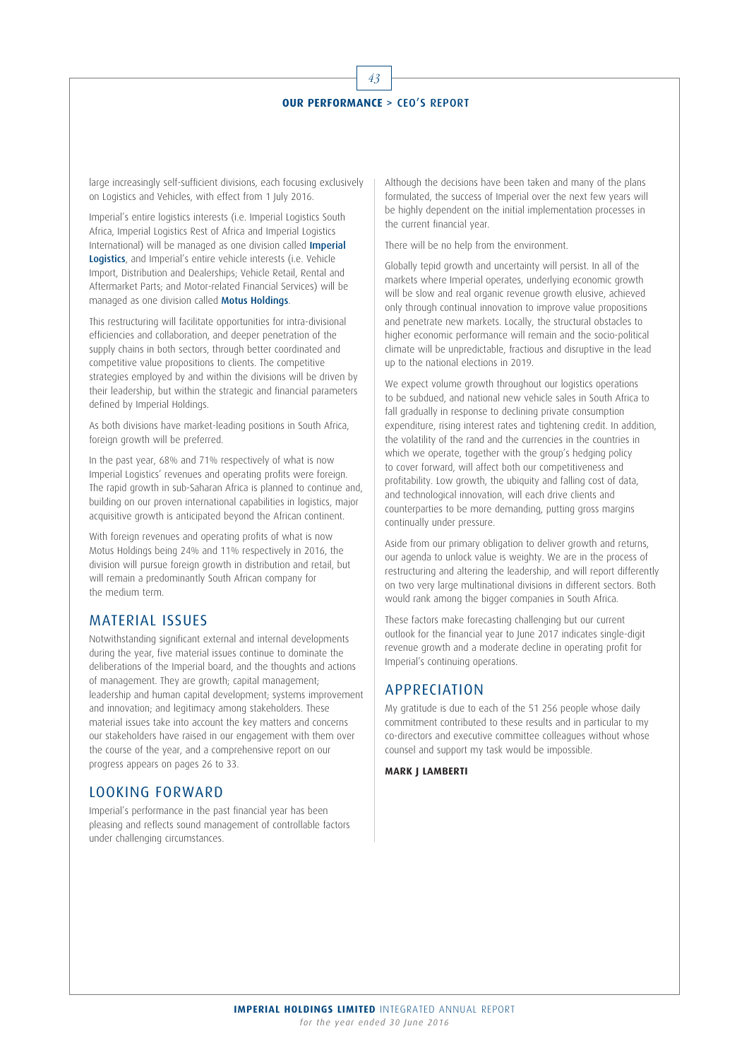large increasingly self-sufficient divisions, each focusing exclusively on Logistics and Vehicles, with effect from 1 July 2016.

Imperial's entire logistics interests (i.e. Imperial Logistics South Africa, Imperial Logistics Rest of Africa and Imperial Logistics International) will be managed as one division called **Imperial Logistics**, and Imperial's entire vehicle interests (i.e. Vehicle Import, Distribution and Dealerships; Vehicle Retail, Rental and Aftermarket Parts; and Motor-related Financial Services) will be managed as one division called **Motus Holdings**.

This restructuring will facilitate opportunities for intra-divisional efficiencies and collaboration, and deeper penetration of the supply chains in both sectors, through better coordinated and competitive value propositions to clients. The competitive strategies employed by and within the divisions will be driven by their leadership, but within the strategic and financial parameters defined by Imperial Holdings.

As both divisions have market-leading positions in South Africa, foreign growth will be preferred.

In the past year, 68% and 71% respectively of what is now Imperial Logistics' revenues and operating profits were foreign. The rapid growth in sub-Saharan Africa is planned to continue and, building on our proven international capabilities in logistics, major acquisitive growth is anticipated beyond the African continent.

With foreign revenues and operating profits of what is now Motus Holdings being 24% and 11% respectively in 2016, the division will pursue foreign growth in distribution and retail, but will remain a predominantly South African company for the medium term.

## MATERIAL ISSUES

Notwithstanding significant external and internal developments during the year, five material issues continue to dominate the deliberations of the Imperial board, and the thoughts and actions of management. They are growth; capital management; leadership and human capital development; systems improvement and innovation; and legitimacy among stakeholders. These material issues take into account the key matters and concerns our stakeholders have raised in our engagement with them over the course of the year, and a comprehensive report on our progress appears on pages 26 to 33.

## LOOKING FORWARD

Imperial's performance in the past financial year has been pleasing and reflects sound management of controllable factors under challenging circumstances.

Although the decisions have been taken and many of the plans formulated, the success of Imperial over the next few years will be highly dependent on the initial implementation processes in the current financial year.

There will be no help from the environment.

Globally tepid growth and uncertainty will persist. In all of the markets where Imperial operates, underlying economic growth will be slow and real organic revenue growth elusive, achieved only through continual innovation to improve value propositions and penetrate new markets. Locally, the structural obstacles to higher economic performance will remain and the socio-political climate will be unpredictable, fractious and disruptive in the lead up to the national elections in 2019.

We expect volume growth throughout our logistics operations to be subdued, and national new vehicle sales in South Africa to fall gradually in response to declining private consumption expenditure, rising interest rates and tightening credit. In addition, the volatility of the rand and the currencies in the countries in which we operate, together with the group's hedging policy to cover forward, will affect both our competitiveness and profitability. Low growth, the ubiquity and falling cost of data, and technological innovation, will each drive clients and counterparties to be more demanding, putting gross margins continually under pressure.

Aside from our primary obligation to deliver growth and returns, our agenda to unlock value is weighty. We are in the process of restructuring and altering the leadership, and will report differently on two very large multinational divisions in different sectors. Both would rank among the bigger companies in South Africa.

These factors make forecasting challenging but our current outlook for the financial year to June 2017 indicates single-digit revenue growth and a moderate decline in operating profit for Imperial's continuing operations.

## APPRECIATION

My gratitude is due to each of the 51 256 people whose daily commitment contributed to these results and in particular to my co-directors and executive committee colleagues without whose counsel and support my task would be impossible.

**MARK J LAMBERTI**